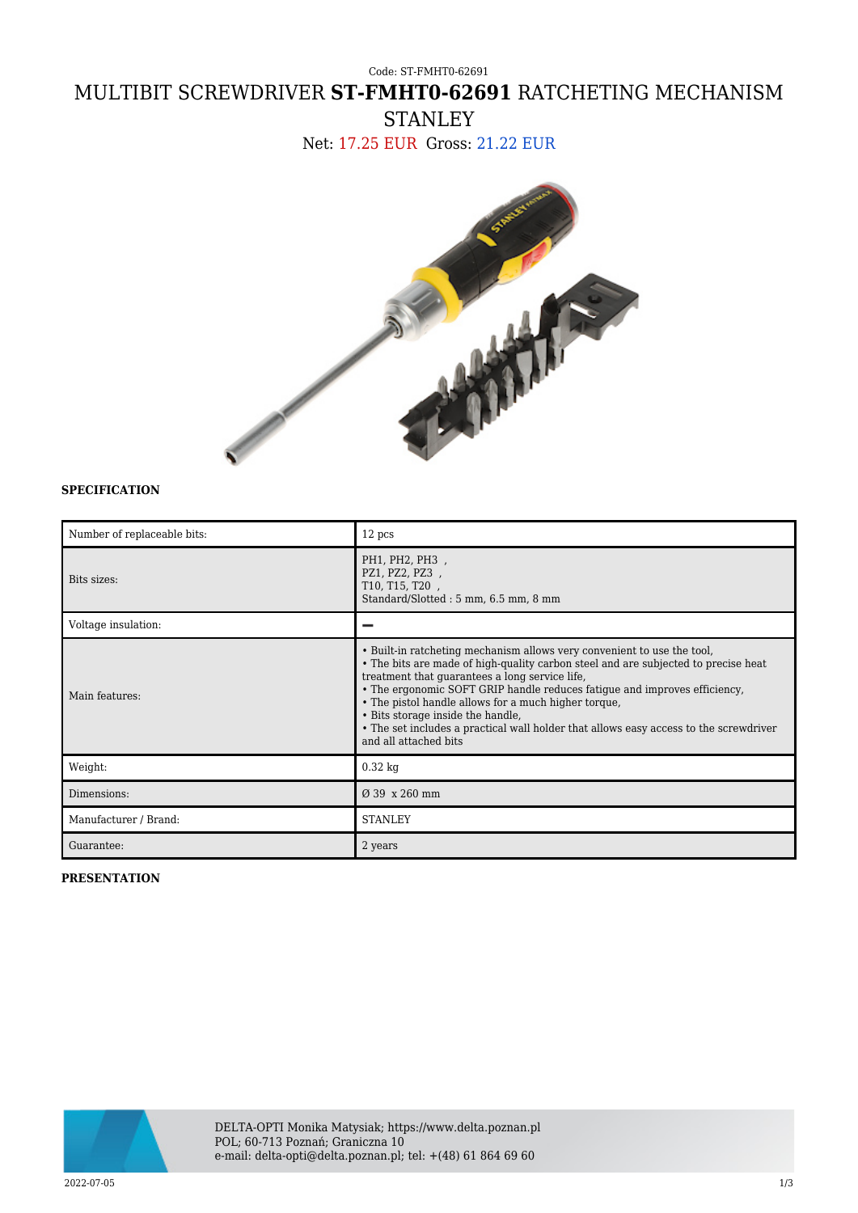Code: ST-FMHT0-62691

# MULTIBIT SCREWDRIVER **ST-FMHT0-62691** RATCHETING MECHANISM STANLEY

Net: 17.25 EUR Gross: 21.22 EUR

**SPECIFICATION**

| | |
|---|---|
| Number of replaceable bits: | 12 pcs |
| Bits sizes: | PH1, PH2, PH3 ,<br>PZ1, PZ2, PZ3 ,<br>T10, T15, T20 ,<br>Standard/Slotted : 5 mm, 6.5 mm, 8 mm |
| Voltage insulation: | – |
| Main features: | • Built-in ratcheting mechanism allows very convenient to use the tool,<br>• The bits are made of high-quality carbon steel and are subjected to precise heat treatment that guarantees a long service life,<br>• The ergonomic SOFT GRIP handle reduces fatigue and improves efficiency,<br>• The pistol handle allows for a much higher torque,<br>• Bits storage inside the handle,<br>• The set includes a practical wall holder that allows easy access to the screwdriver and all attached bits |
| Weight: | 0.32 kg |
| Dimensions: | Ø 39 x 260 mm |
| Manufacturer / Brand: | STANLEY |
| Guarantee: | 2 years |

**PRESENTATION**

DELTA-OPTI Monika Matysiak; https://www.delta.poznan.pl
POL; 60-713 Poznań; Graniczna 10
e-mail: delta-opti@delta.poznan.pl; tel: +(48) 61 864 69 60

2022-07-05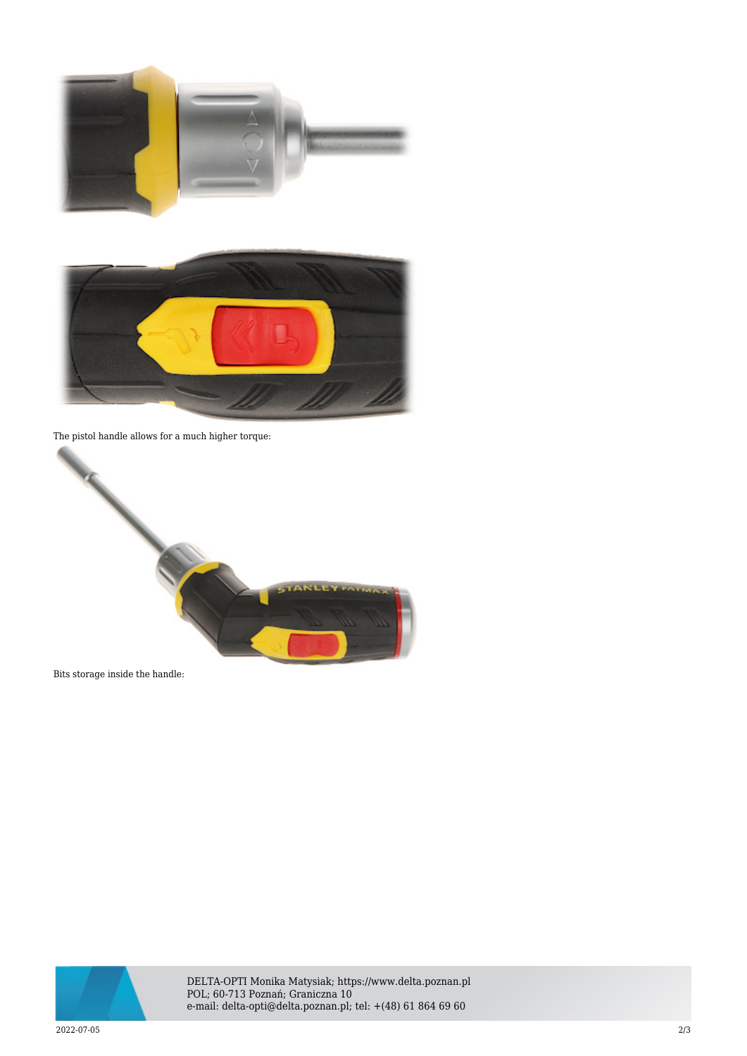The pistol handle allows for a much higher torque:

Bits storage inside the handle: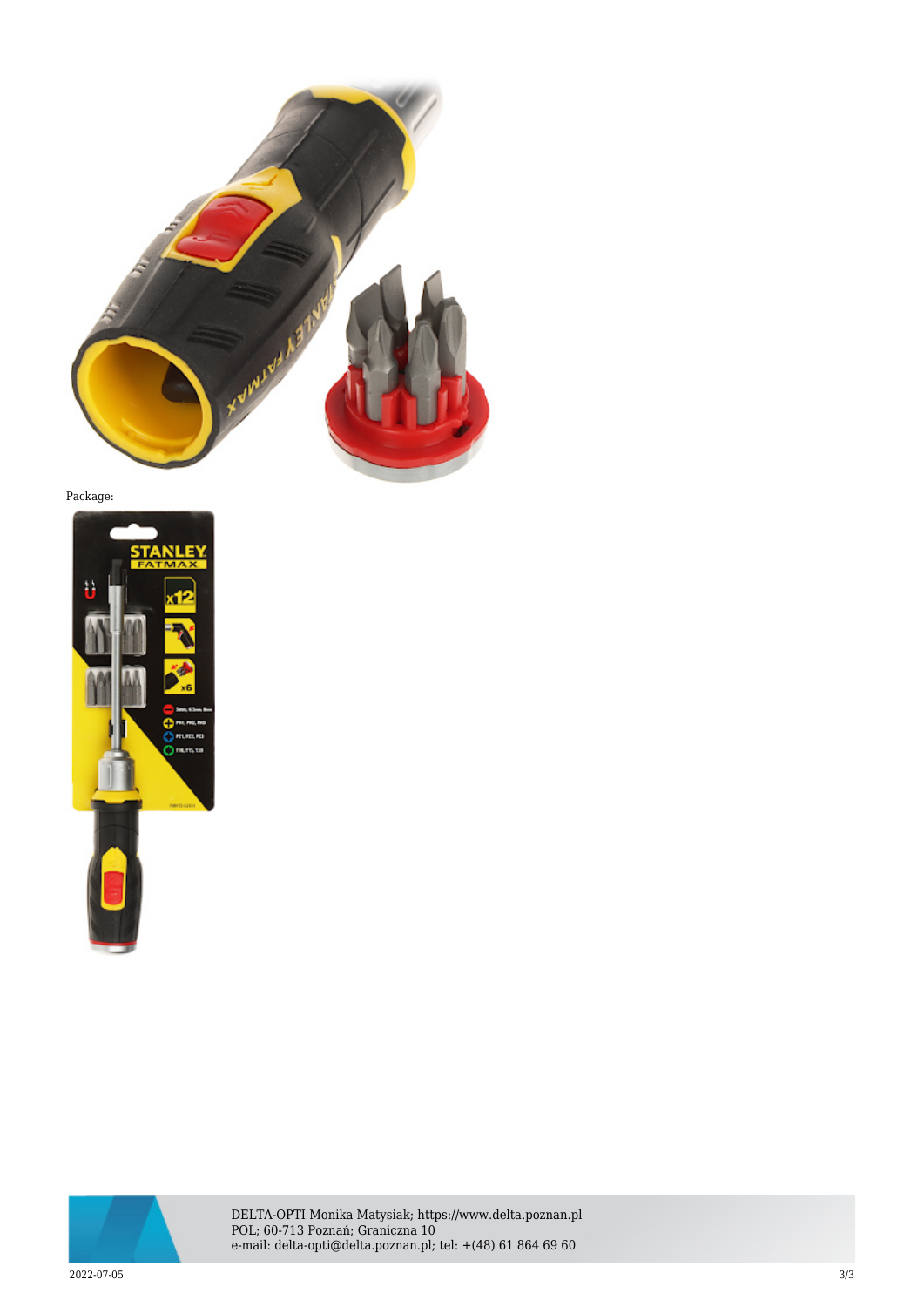Package: